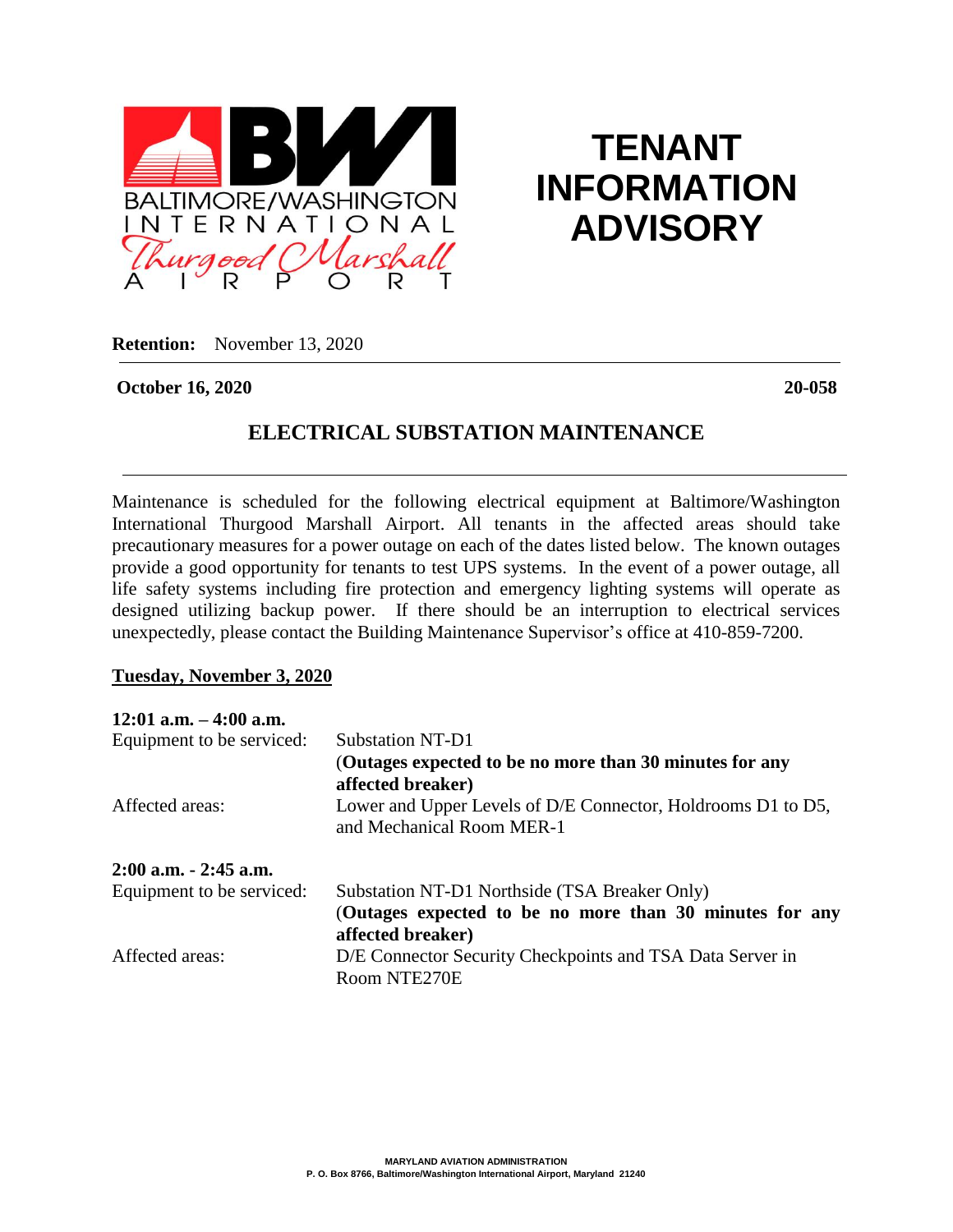BALTIMORE/WASHINGTON INTERNATIONAL Thurgood Marshall AIRPORT

# TENANT INFORMATION ADVISORY

**Retention:** November 13, 2020

**October 16, 2020** **20-058**

## ELECTRICAL SUBSTATION MAINTENANCE

Maintenance is scheduled for the following electrical equipment at Baltimore/Washington International Thurgood Marshall Airport. All tenants in the affected areas should take precautionary measures for a power outage on each of the dates listed below. The known outages provide a good opportunity for tenants to test UPS systems. In the event of a power outage, all life safety systems including fire protection and emergency lighting systems will operate as designed utilizing backup power. If there should be an interruption to electrical services unexpectedly, please contact the Building Maintenance Supervisor's office at 410-859-7200.

**Tuesday, November 3, 2020**

**12:01 a.m. – 4:00 a.m.**

Equipment to be serviced: Substation NT-D1
(**Outages expected to be no more than 30 minutes for any affected breaker)**

Affected areas: Lower and Upper Levels of D/E Connector, Holdrooms D1 to D5, and Mechanical Room MER-1

**2:00 a.m. - 2:45 a.m.**

Equipment to be serviced: Substation NT-D1 Northside (TSA Breaker Only)
(**Outages expected to be no more than 30 minutes for any affected breaker)**

Affected areas: D/E Connector Security Checkpoints and TSA Data Server in Room NTE270E

MARYLAND AVIATION ADMINISTRATION
P. O. Box 8766, Baltimore/Washington International Airport, Maryland 21240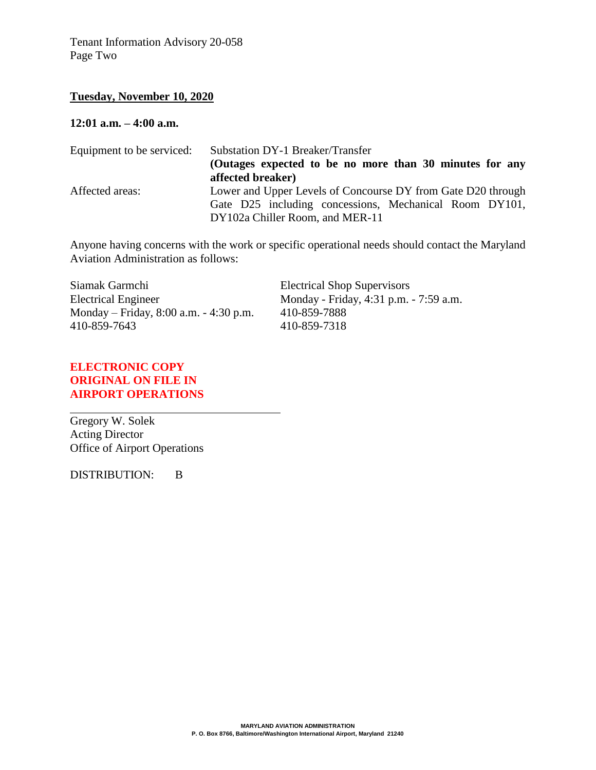**Tuesday, November 10, 2020**

**12:01 a.m. – 4:00 a.m.**

| | |
|---|---|
| Equipment to be serviced: | Substation DY-1 Breaker/Transfer **(Outages expected to be no more than 30 minutes for any affected breaker)** |
| Affected areas: | Lower and Upper Levels of Concourse DY from Gate D20 through Gate D25 including concessions, Mechanical Room DY101, DY102a Chiller Room, and MER-11 |

Anyone having concerns with the work or specific operational needs should contact the Maryland Aviation Administration as follows:

Siamak Garmchi
Electrical Engineer
Monday – Friday, 8:00 a.m. - 4:30 p.m.
410-859-7643

Electrical Shop Supervisors
Monday - Friday, 4:31 p.m. - 7:59 a.m.
410-859-7888
410-859-7318

**ELECTRONIC COPY**
**ORIGINAL ON FILE IN**
**AIRPORT OPERATIONS**

Gregory W. Solek
Acting Director
Office of Airport Operations

DISTRIBUTION: B

MARYLAND AVIATION ADMINISTRATION
P. O. Box 8766, Baltimore/Washington International Airport, Maryland 21240